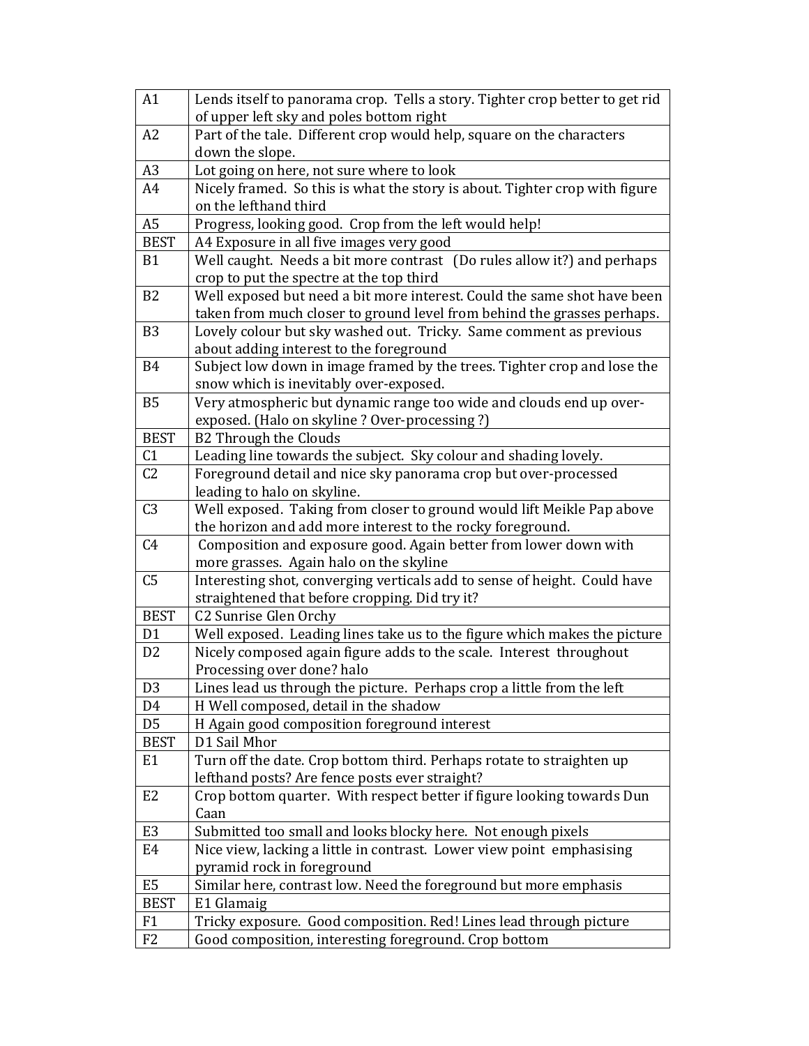| | |
|---|---|
| A1 | Lends itself to panorama crop. Tells a story. Tighter crop better to get rid of upper left sky and poles bottom right |
| A2 | Part of the tale. Different crop would help, square on the characters down the slope. |
| A3 | Lot going on here, not sure where to look |
| A4 | Nicely framed. So this is what the story is about. Tighter crop with figure on the lefthand third |
| A5 | Progress, looking good. Crop from the left would help! |
| BEST | A4 Exposure in all five images very good |
| B1 | Well caught. Needs a bit more contrast (Do rules allow it?) and perhaps crop to put the spectre at the top third |
| B2 | Well exposed but need a bit more interest. Could the same shot have been taken from much closer to ground level from behind the grasses perhaps. |
| B3 | Lovely colour but sky washed out. Tricky. Same comment as previous about adding interest to the foreground |
| B4 | Subject low down in image framed by the trees. Tighter crop and lose the snow which is inevitably over-exposed. |
| B5 | Very atmospheric but dynamic range too wide and clouds end up over-exposed. (Halo on skyline ? Over-processing ?) |
| BEST | B2 Through the Clouds |
| C1 | Leading line towards the subject. Sky colour and shading lovely. |
| C2 | Foreground detail and nice sky panorama crop but over-processed leading to halo on skyline. |
| C3 | Well exposed. Taking from closer to ground would lift Meikle Pap above the horizon and add more interest to the rocky foreground. |
| C4 | Composition and exposure good. Again better from lower down with more grasses. Again halo on the skyline |
| C5 | Interesting shot, converging verticals add to sense of height. Could have straightened that before cropping. Did try it? |
| BEST | C2 Sunrise Glen Orchy |
| D1 | Well exposed. Leading lines take us to the figure which makes the picture |
| D2 | Nicely composed again figure adds to the scale. Interest throughout Processing over done? halo |
| D3 | Lines lead us through the picture. Perhaps crop a little from the left |
| D4 | H Well composed, detail in the shadow |
| D5 | H Again good composition foreground interest |
| BEST | D1 Sail Mhor |
| E1 | Turn off the date. Crop bottom third. Perhaps rotate to straighten up lefthand posts? Are fence posts ever straight? |
| E2 | Crop bottom quarter. With respect better if figure looking towards Dun Caan |
| E3 | Submitted too small and looks blocky here. Not enough pixels |
| E4 | Nice view, lacking a little in contrast. Lower view point emphasising pyramid rock in foreground |
| E5 | Similar here, contrast low. Need the foreground but more emphasis |
| BEST | E1 Glamaig |
| F1 | Tricky exposure. Good composition. Red! Lines lead through picture |
| F2 | Good composition, interesting foreground. Crop bottom |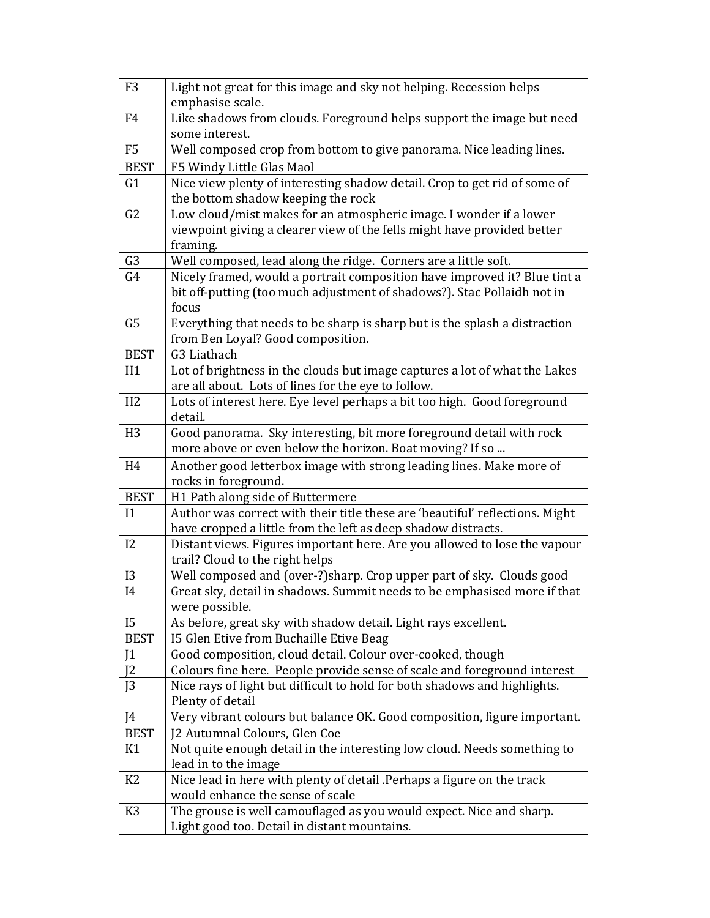| | |
|---|---|
| F3 | Light not great for this image and sky not helping. Recession helps emphasise scale. |
| F4 | Like shadows from clouds. Foreground helps support the image but need some interest. |
| F5 | Well composed crop from bottom to give panorama. Nice leading lines. |
| BEST | F5 Windy Little Glas Maol |
| G1 | Nice view plenty of interesting shadow detail. Crop to get rid of some of the bottom shadow keeping the rock |
| G2 | Low cloud/mist makes for an atmospheric image. I wonder if a lower viewpoint giving a clearer view of the fells might have provided better framing. |
| G3 | Well composed, lead along the ridge. Corners are a little soft. |
| G4 | Nicely framed, would a portrait composition have improved it? Blue tint a bit off-putting (too much adjustment of shadows?). Stac Pollaidh not in focus |
| G5 | Everything that needs to be sharp is sharp but is the splash a distraction from Ben Loyal? Good composition. |
| BEST | G3 Liathach |
| H1 | Lot of brightness in the clouds but image captures a lot of what the Lakes are all about. Lots of lines for the eye to follow. |
| H2 | Lots of interest here. Eye level perhaps a bit too high. Good foreground detail. |
| H3 | Good panorama. Sky interesting, bit more foreground detail with rock more above or even below the horizon. Boat moving? If so ... |
| H4 | Another good letterbox image with strong leading lines. Make more of rocks in foreground. |
| BEST | H1 Path along side of Buttermere |
| I1 | Author was correct with their title these are 'beautiful' reflections. Might have cropped a little from the left as deep shadow distracts. |
| I2 | Distant views. Figures important here. Are you allowed to lose the vapour trail? Cloud to the right helps |
| I3 | Well composed and (over-?)sharp. Crop upper part of sky. Clouds good |
| I4 | Great sky, detail in shadows. Summit needs to be emphasised more if that were possible. |
| I5 | As before, great sky with shadow detail. Light rays excellent. |
| BEST | I5 Glen Etive from Buchaille Etive Beag |
| J1 | Good composition, cloud detail. Colour over-cooked, though |
| J2 | Colours fine here. People provide sense of scale and foreground interest |
| J3 | Nice rays of light but difficult to hold for both shadows and highlights. Plenty of detail |
| J4 | Very vibrant colours but balance OK. Good composition, figure important. |
| BEST | J2 Autumnal Colours, Glen Coe |
| K1 | Not quite enough detail in the interesting low cloud. Needs something to lead in to the image |
| K2 | Nice lead in here with plenty of detail .Perhaps a figure on the track would enhance the sense of scale |
| K3 | The grouse is well camouflaged as you would expect. Nice and sharp. Light good too. Detail in distant mountains. |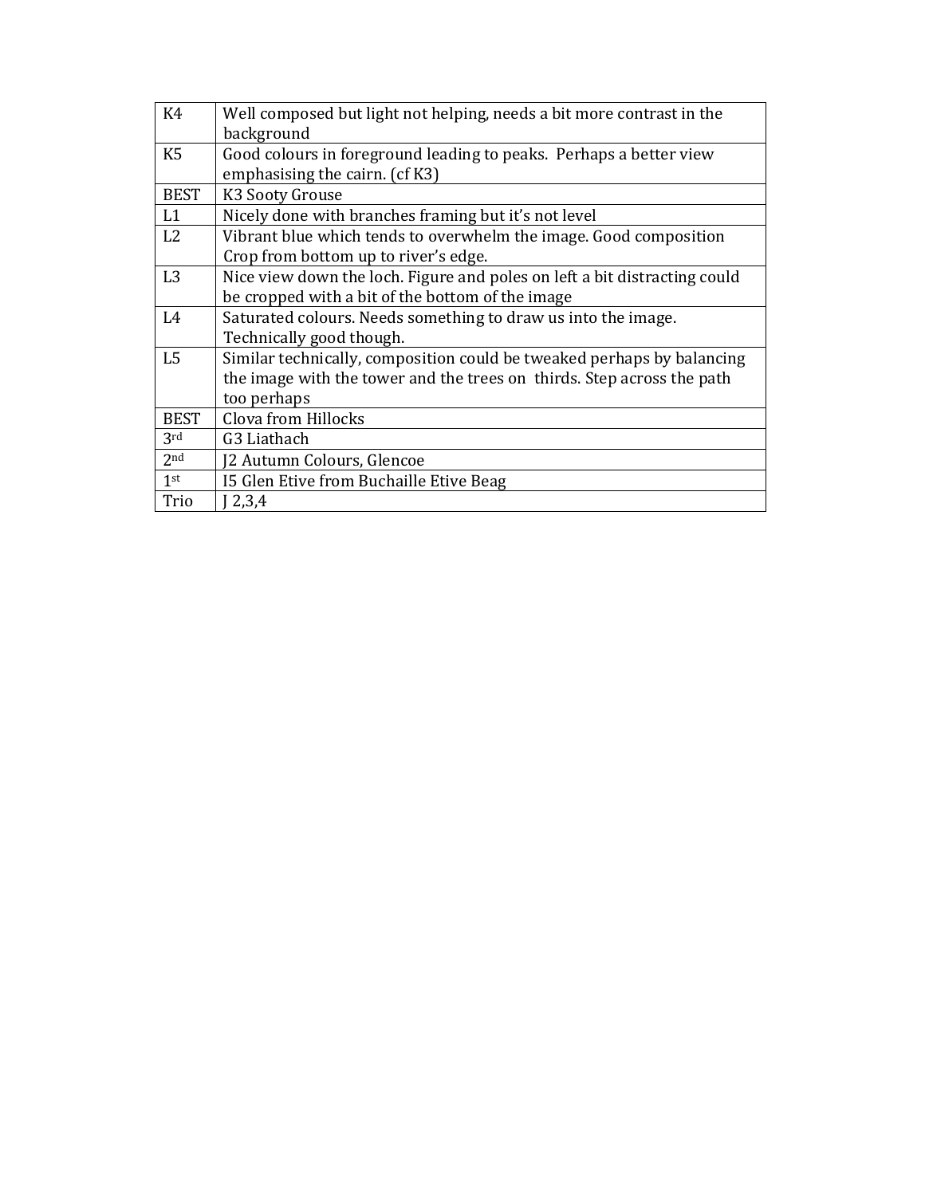| | |
|---|---|
| K4 | Well composed but light not helping, needs a bit more contrast in the background |
| K5 | Good colours in foreground leading to peaks. Perhaps a better view emphasising the cairn. (cf K3) |
| BEST | K3 Sooty Grouse |
| L1 | Nicely done with branches framing but it's not level |
| L2 | Vibrant blue which tends to overwhelm the image. Good composition Crop from bottom up to river's edge. |
| L3 | Nice view down the loch. Figure and poles on left a bit distracting could be cropped with a bit of the bottom of the image |
| L4 | Saturated colours. Needs something to draw us into the image. Technically good though. |
| L5 | Similar technically, composition could be tweaked perhaps by balancing the image with the tower and the trees on thirds. Step across the path too perhaps |
| BEST | Clova from Hillocks |
| 3rd | G3 Liathach |
| 2nd | J2 Autumn Colours, Glencoe |
| 1st | I5 Glen Etive from Buchaille Etive Beag |
| Trio | J 2,3,4 |